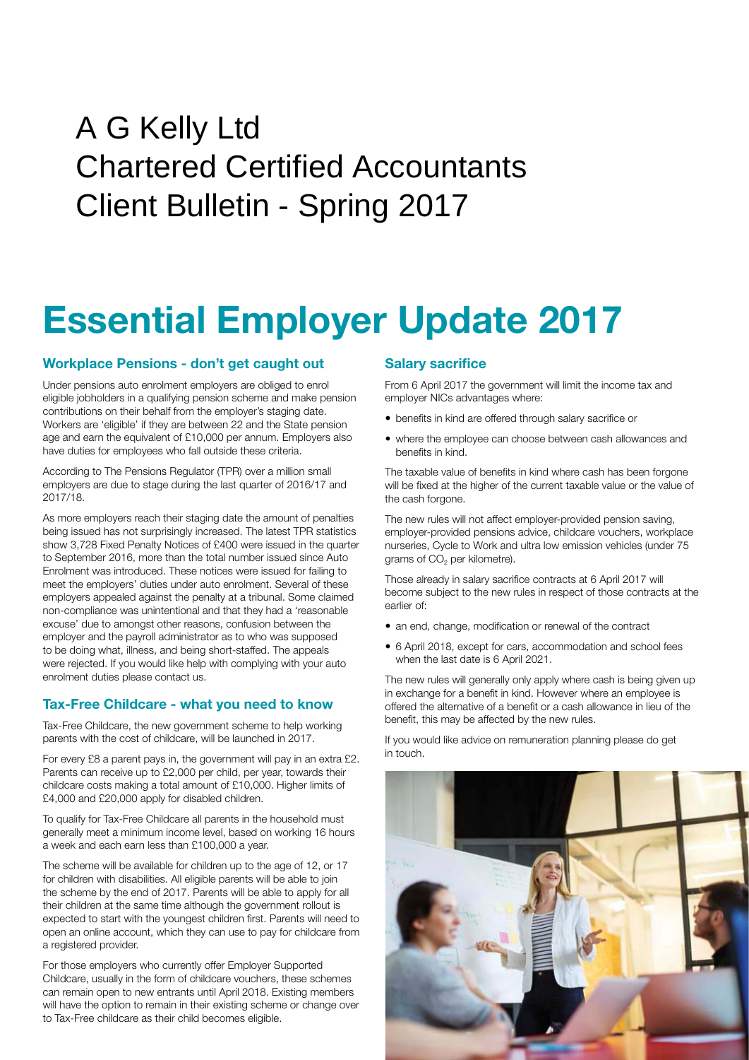# A G Kelly Ltd
# Chartered Certified Accountants
# Client Bulletin - Spring 2017

# Essential Employer Update 2017

## Workplace Pensions - don't get caught out

Under pensions auto enrolment employers are obliged to enrol eligible jobholders in a qualifying pension scheme and make pension contributions on their behalf from the employer's staging date. Workers are 'eligible' if they are between 22 and the State pension age and earn the equivalent of £10,000 per annum. Employers also have duties for employees who fall outside these criteria.

According to The Pensions Regulator (TPR) over a million small employers are due to stage during the last quarter of 2016/17 and 2017/18.

As more employers reach their staging date the amount of penalties being issued has not surprisingly increased. The latest TPR statistics show 3,728 Fixed Penalty Notices of £400 were issued in the quarter to September 2016, more than the total number issued since Auto Enrolment was introduced. These notices were issued for failing to meet the employers' duties under auto enrolment. Several of these employers appealed against the penalty at a tribunal. Some claimed non-compliance was unintentional and that they had a 'reasonable excuse' due to amongst other reasons, confusion between the employer and the payroll administrator as to who was supposed to be doing what, illness, and being short-staffed. The appeals were rejected. If you would like help with complying with your auto enrolment duties please contact us.

## Tax-Free Childcare - what you need to know

Tax-Free Childcare, the new government scheme to help working parents with the cost of childcare, will be launched in 2017.

For every £8 a parent pays in, the government will pay in an extra £2. Parents can receive up to £2,000 per child, per year, towards their childcare costs making a total amount of £10,000. Higher limits of £4,000 and £20,000 apply for disabled children.

To qualify for Tax-Free Childcare all parents in the household must generally meet a minimum income level, based on working 16 hours a week and each earn less than £100,000 a year.

The scheme will be available for children up to the age of 12, or 17 for children with disabilities. All eligible parents will be able to join the scheme by the end of 2017. Parents will be able to apply for all their children at the same time although the government rollout is expected to start with the youngest children first. Parents will need to open an online account, which they can use to pay for childcare from a registered provider.

For those employers who currently offer Employer Supported Childcare, usually in the form of childcare vouchers, these schemes can remain open to new entrants until April 2018. Existing members will have the option to remain in their existing scheme or change over to Tax-Free childcare as their child becomes eligible.

## Salary sacrifice

From 6 April 2017 the government will limit the income tax and employer NICs advantages where:

- benefits in kind are offered through salary sacrifice or
- where the employee can choose between cash allowances and benefits in kind.

The taxable value of benefits in kind where cash has been forgone will be fixed at the higher of the current taxable value or the value of the cash forgone.

The new rules will not affect employer-provided pension saving, employer-provided pensions advice, childcare vouchers, workplace nurseries, Cycle to Work and ultra low emission vehicles (under 75 grams of $CO_2$ per kilometre).

Those already in salary sacrifice contracts at 6 April 2017 will become subject to the new rules in respect of those contracts at the earlier of:

- an end, change, modification or renewal of the contract
- 6 April 2018, except for cars, accommodation and school fees when the last date is 6 April 2021.

The new rules will generally only apply where cash is being given up in exchange for a benefit in kind. However where an employee is offered the alternative of a benefit or a cash allowance in lieu of the benefit, this may be affected by the new rules.

If you would like advice on remuneration planning please do get in touch.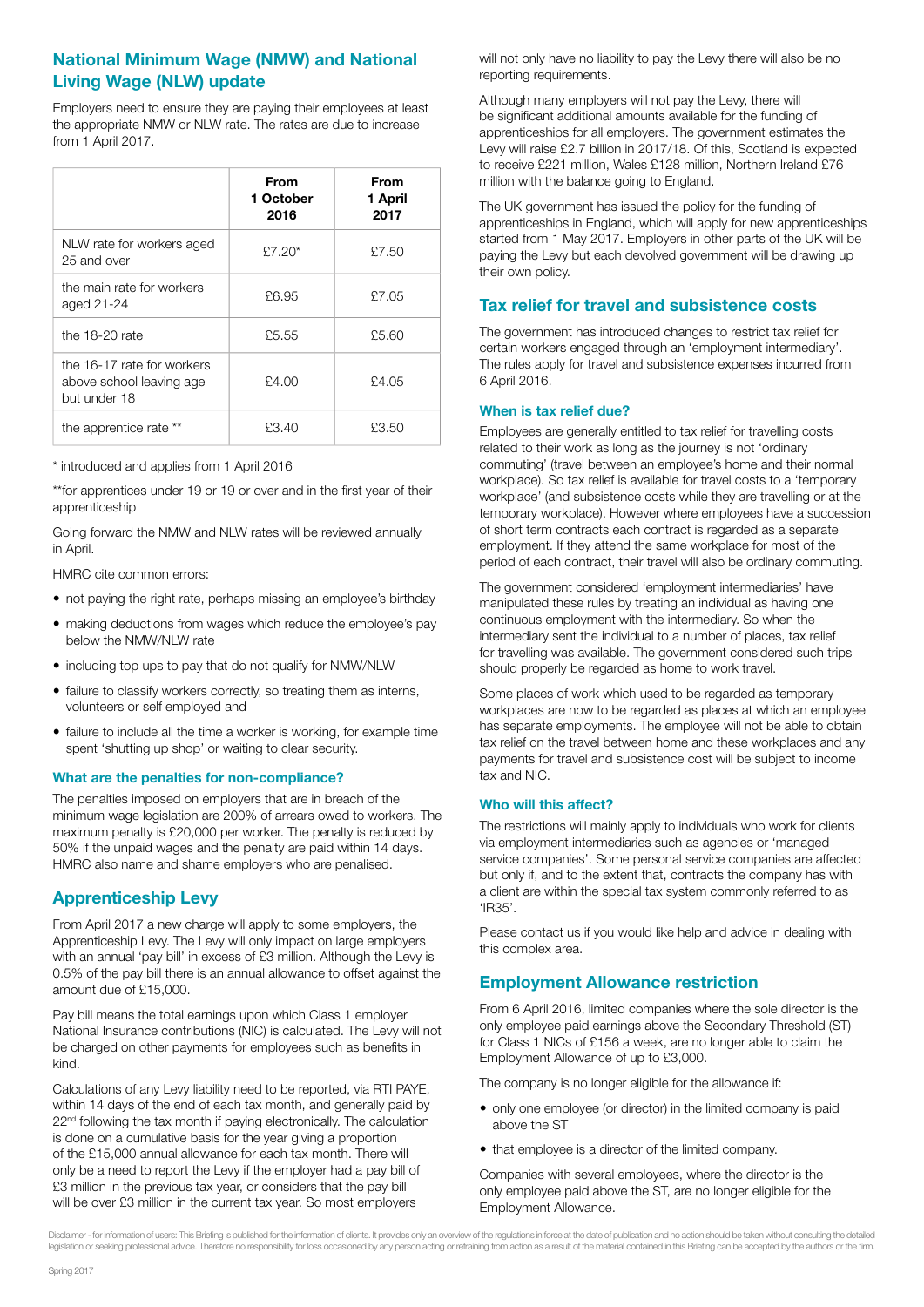## National Minimum Wage (NMW) and National Living Wage (NLW) update

Employers need to ensure they are paying their employees at least the appropriate NMW or NLW rate. The rates are due to increase from 1 April 2017.

| | From 1 October 2016 | From 1 April 2017 |
|---|---|---|
| NLW rate for workers aged 25 and over | £7.20* | £7.50 |
| the main rate for workers aged 21-24 | £6.95 | £7.05 |
| the 18-20 rate | £5.55 | £5.60 |
| the 16-17 rate for workers above school leaving age but under 18 | £4.00 | £4.05 |
| the apprentice rate ** | £3.40 | £3.50 |

\* introduced and applies from 1 April 2016

**for apprentices under 19 or 19 or over and in the first year of their apprenticeship

Going forward the NMW and NLW rates will be reviewed annually in April.

HMRC cite common errors:

- not paying the right rate, perhaps missing an employee's birthday
- making deductions from wages which reduce the employee's pay below the NMW/NLW rate
- including top ups to pay that do not qualify for NMW/NLW
- failure to classify workers correctly, so treating them as interns, volunteers or self employed and
- failure to include all the time a worker is working, for example time spent 'shutting up shop' or waiting to clear security.

### What are the penalties for non-compliance?

The penalties imposed on employers that are in breach of the minimum wage legislation are 200% of arrears owed to workers. The maximum penalty is £20,000 per worker. The penalty is reduced by 50% if the unpaid wages and the penalty are paid within 14 days. HMRC also name and shame employers who are penalised.

## Apprenticeship Levy

From April 2017 a new charge will apply to some employers, the Apprenticeship Levy. The Levy will only impact on large employers with an annual 'pay bill' in excess of £3 million. Although the Levy is 0.5% of the pay bill there is an annual allowance to offset against the amount due of £15,000.

Pay bill means the total earnings upon which Class 1 employer National Insurance contributions (NIC) is calculated. The Levy will not be charged on other payments for employees such as benefits in kind.

Calculations of any Levy liability need to be reported, via RTI PAYE, within 14 days of the end of each tax month, and generally paid by 22nd following the tax month if paying electronically. The calculation is done on a cumulative basis for the year giving a proportion of the £15,000 annual allowance for each tax month. There will only be a need to report the Levy if the employer had a pay bill of £3 million in the previous tax year, or considers that the pay bill will be over £3 million in the current tax year. So most employers will not only have no liability to pay the Levy there will also be no reporting requirements.

Although many employers will not pay the Levy, there will be significant additional amounts available for the funding of apprenticeships for all employers. The government estimates the Levy will raise £2.7 billion in 2017/18. Of this, Scotland is expected to receive £221 million, Wales £128 million, Northern Ireland £76 million with the balance going to England.

The UK government has issued the policy for the funding of apprenticeships in England, which will apply for new apprenticeships started from 1 May 2017. Employers in other parts of the UK will be paying the Levy but each devolved government will be drawing up their own policy.

## Tax relief for travel and subsistence costs

The government has introduced changes to restrict tax relief for certain workers engaged through an 'employment intermediary'. The rules apply for travel and subsistence expenses incurred from 6 April 2016.

### When is tax relief due?

Employees are generally entitled to tax relief for travelling costs related to their work as long as the journey is not 'ordinary commuting' (travel between an employee's home and their normal workplace). So tax relief is available for travel costs to a 'temporary workplace' (and subsistence costs while they are travelling or at the temporary workplace). However where employees have a succession of short term contracts each contract is regarded as a separate employment. If they attend the same workplace for most of the period of each contract, their travel will also be ordinary commuting.

The government considered 'employment intermediaries' have manipulated these rules by treating an individual as having one continuous employment with the intermediary. So when the intermediary sent the individual to a number of places, tax relief for travelling was available. The government considered such trips should properly be regarded as home to work travel.

Some places of work which used to be regarded as temporary workplaces are now to be regarded as places at which an employee has separate employments. The employee will not be able to obtain tax relief on the travel between home and these workplaces and any payments for travel and subsistence cost will be subject to income tax and NIC.

### Who will this affect?

The restrictions will mainly apply to individuals who work for clients via employment intermediaries such as agencies or 'managed service companies'. Some personal service companies are affected but only if, and to the extent that, contracts the company has with a client are within the special tax system commonly referred to as 'IR35'.

Please contact us if you would like help and advice in dealing with this complex area.

## Employment Allowance restriction

From 6 April 2016, limited companies where the sole director is the only employee paid earnings above the Secondary Threshold (ST) for Class 1 NICs of £156 a week, are no longer able to claim the Employment Allowance of up to £3,000.

The company is no longer eligible for the allowance if:

- only one employee (or director) in the limited company is paid above the ST
- that employee is a director of the limited company.

Companies with several employees, where the director is the only employee paid above the ST, are no longer eligible for the Employment Allowance.

Disclaimer - for information of users: This Briefing is published for the information of clients. It provides only an overview of the regulations in force at the date of publication and no action should be taken without consulting the detailed legislation or seeking professional advice. Therefore no responsibility for loss occasioned by any person acting or refraining from action as a result of the material contained in this Briefing can be accepted by the authors or the firm.

Spring 2017